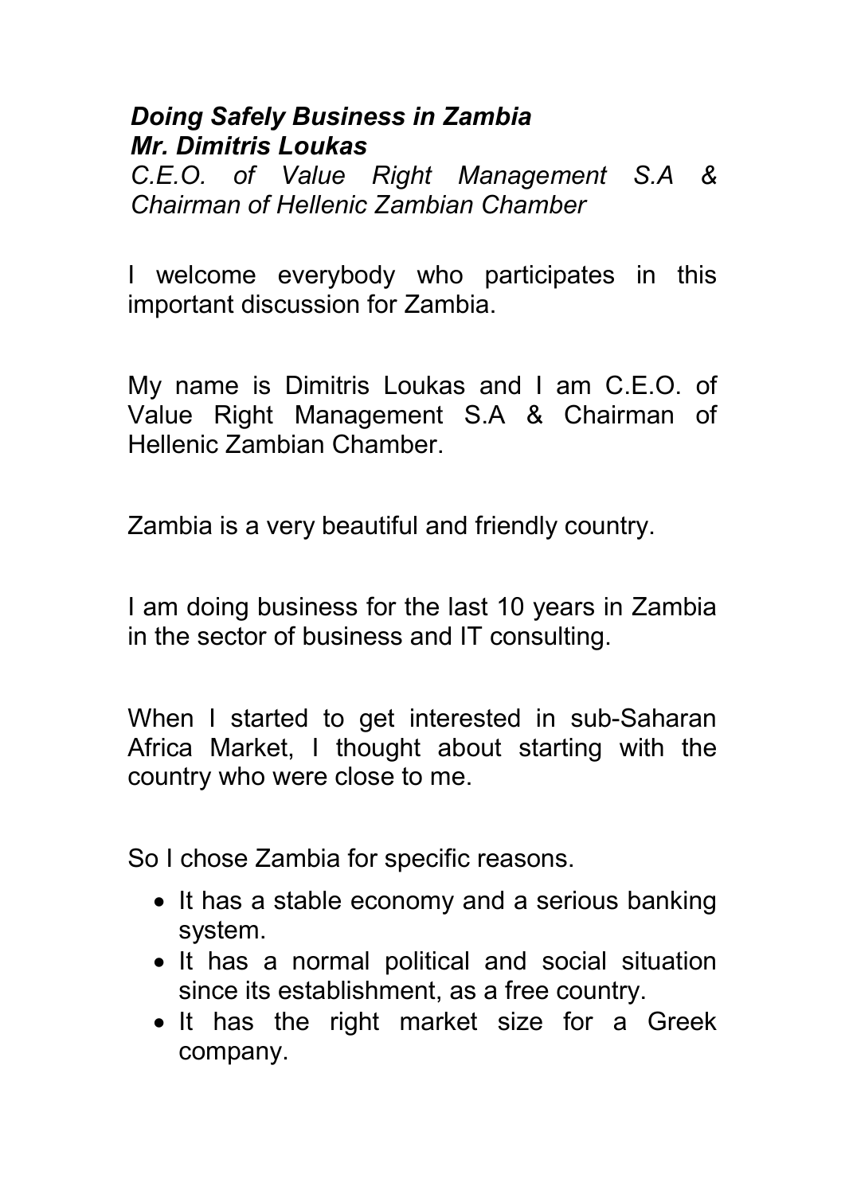***Doing Safely Business in Zambia***
***Mr. Dimitris Loukas***
*C.E.O. of Value Right Management S.A & Chairman of Hellenic Zambian Chamber*

I welcome everybody who participates in this important discussion for Zambia.

My name is Dimitris Loukas and I am C.E.O. of Value Right Management S.A & Chairman of Hellenic Zambian Chamber.

Zambia is a very beautiful and friendly country.

I am doing business for the last 10 years in Zambia in the sector of business and IT consulting.

When I started to get interested in sub-Saharan Africa Market, I thought about starting with the country who were close to me.

So I chose Zambia for specific reasons.

- It has a stable economy and a serious banking system.
- It has a normal political and social situation since its establishment, as a free country.
- It has the right market size for a Greek company.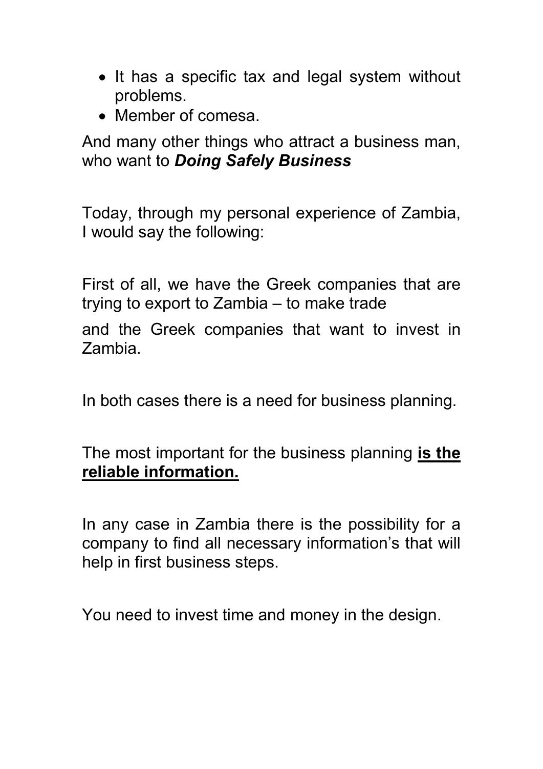- It has a specific tax and legal system without problems.
- Member of comesa.

And many other things who attract a business man, who want to ***Doing Safely Business***

Today, through my personal experience of Zambia, I would say the following:

First of all, we have the Greek companies that are trying to export to Zambia – to make trade

and the Greek companies that want to invest in Zambia.

In both cases there is a need for business planning.

The most important for the business planning **is the reliable information.**

In any case in Zambia there is the possibility for a company to find all necessary information's that will help in first business steps.

You need to invest time and money in the design.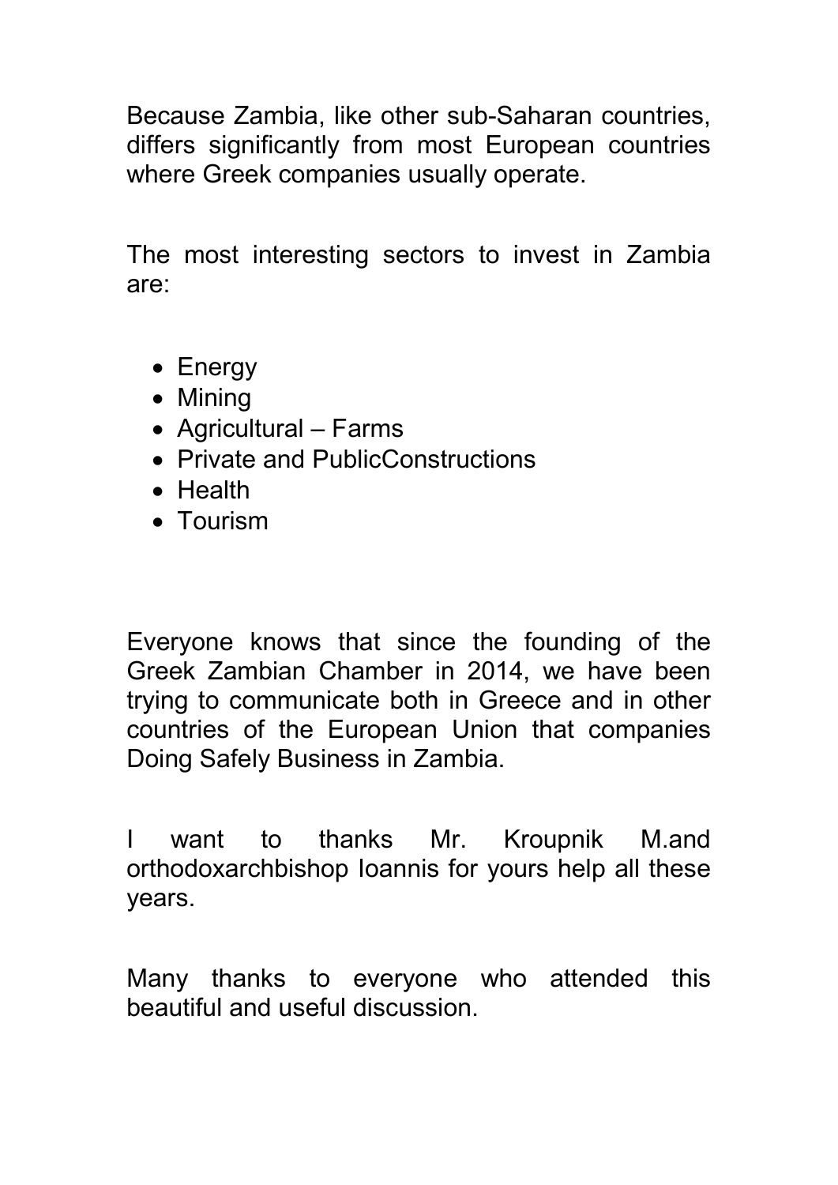Because Zambia, like other sub-Saharan countries, differs significantly from most European countries where Greek companies usually operate.

The most interesting sectors to invest in Zambia are:

- Energy
- Mining
- Agricultural – Farms
- Private and PublicConstructions
- Health
- Tourism

Everyone knows that since the founding of the Greek Zambian Chamber in 2014, we have been trying to communicate both in Greece and in other countries of the European Union that companies Doing Safely Business in Zambia.

I want to thanks Mr. Kroupnik M.and orthodoxarchbishop Ioannis for yours help all these years.

Many thanks to everyone who attended this beautiful and useful discussion.